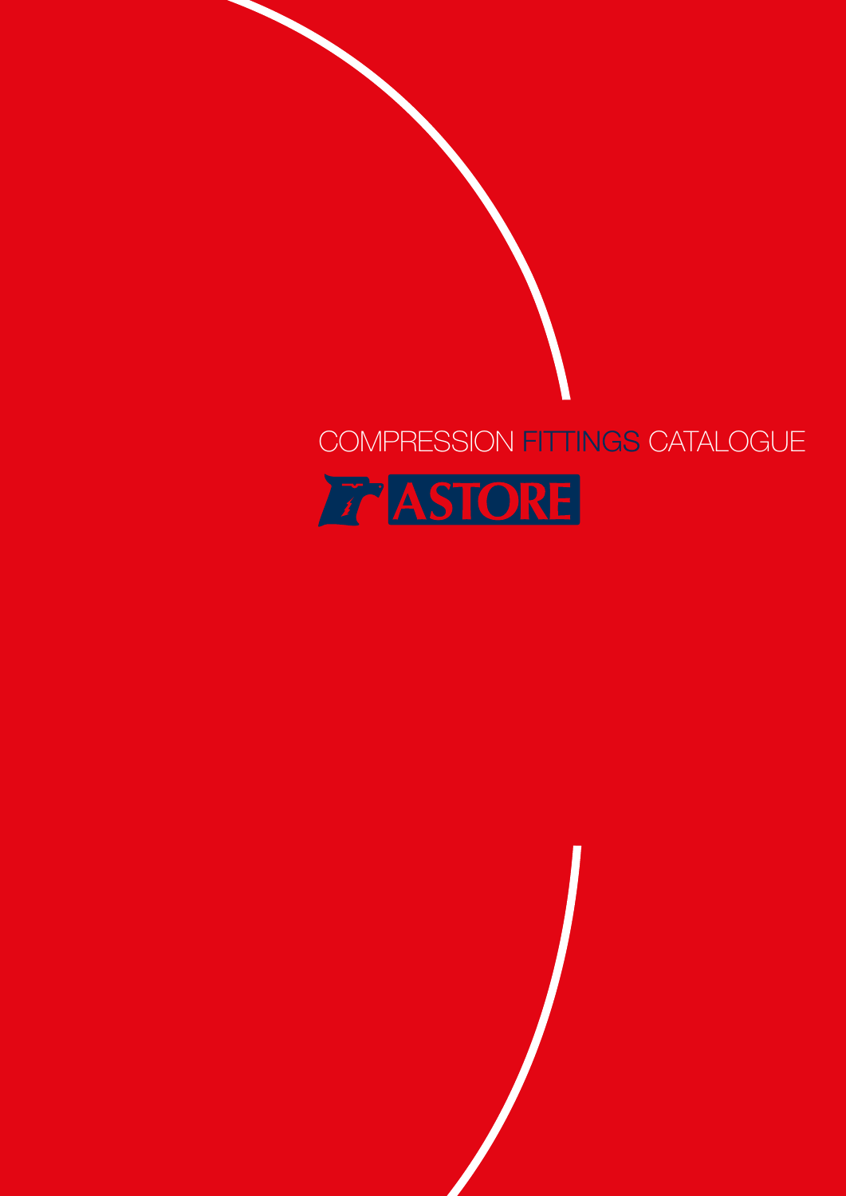# COMPRESSION FITTINGS CATALOGUE

ASTORE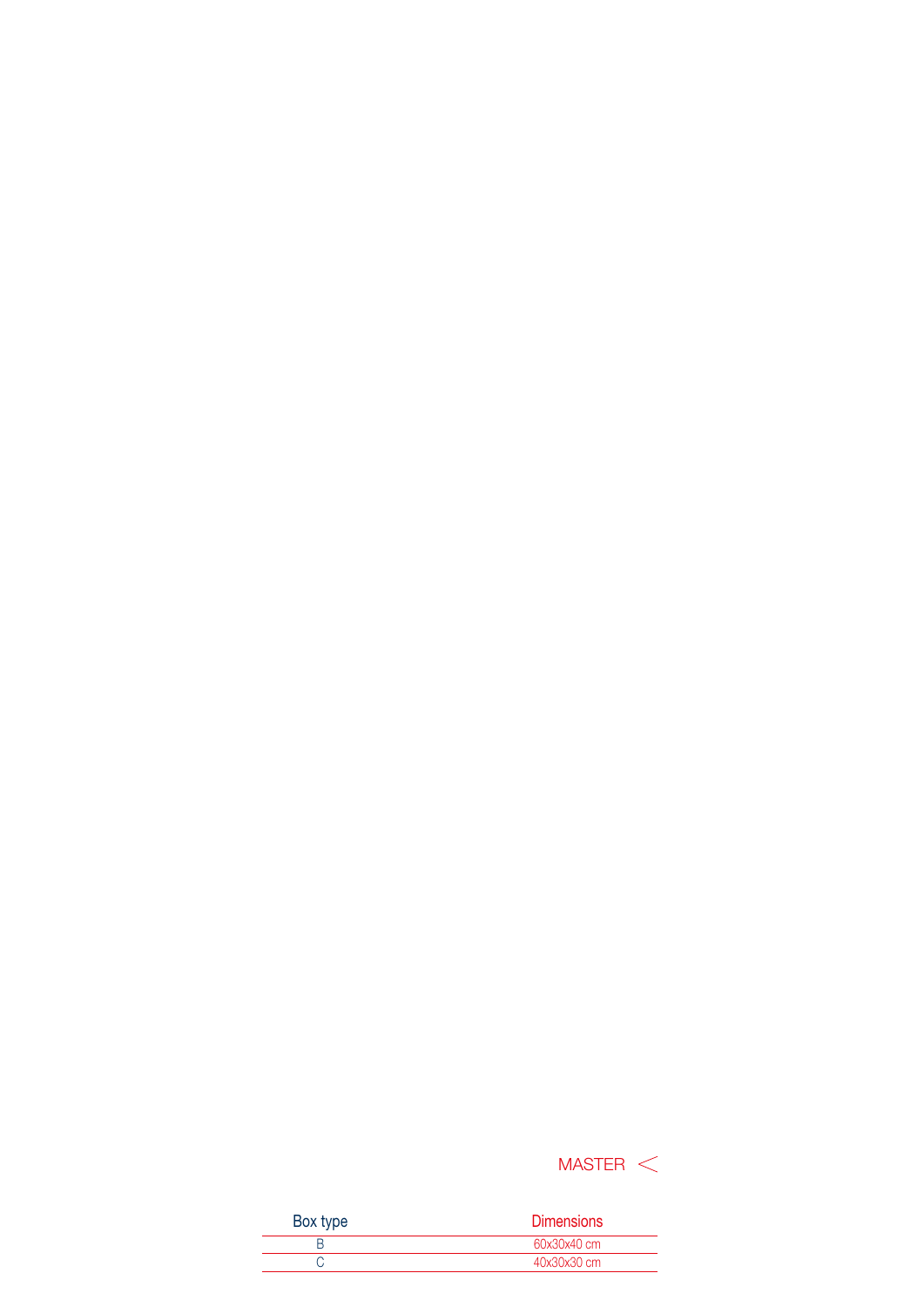MASTER <

| Box type | Dimensions |
| --- | --- |
| B | 60x30x40 cm |
| C | 40x30x30 cm |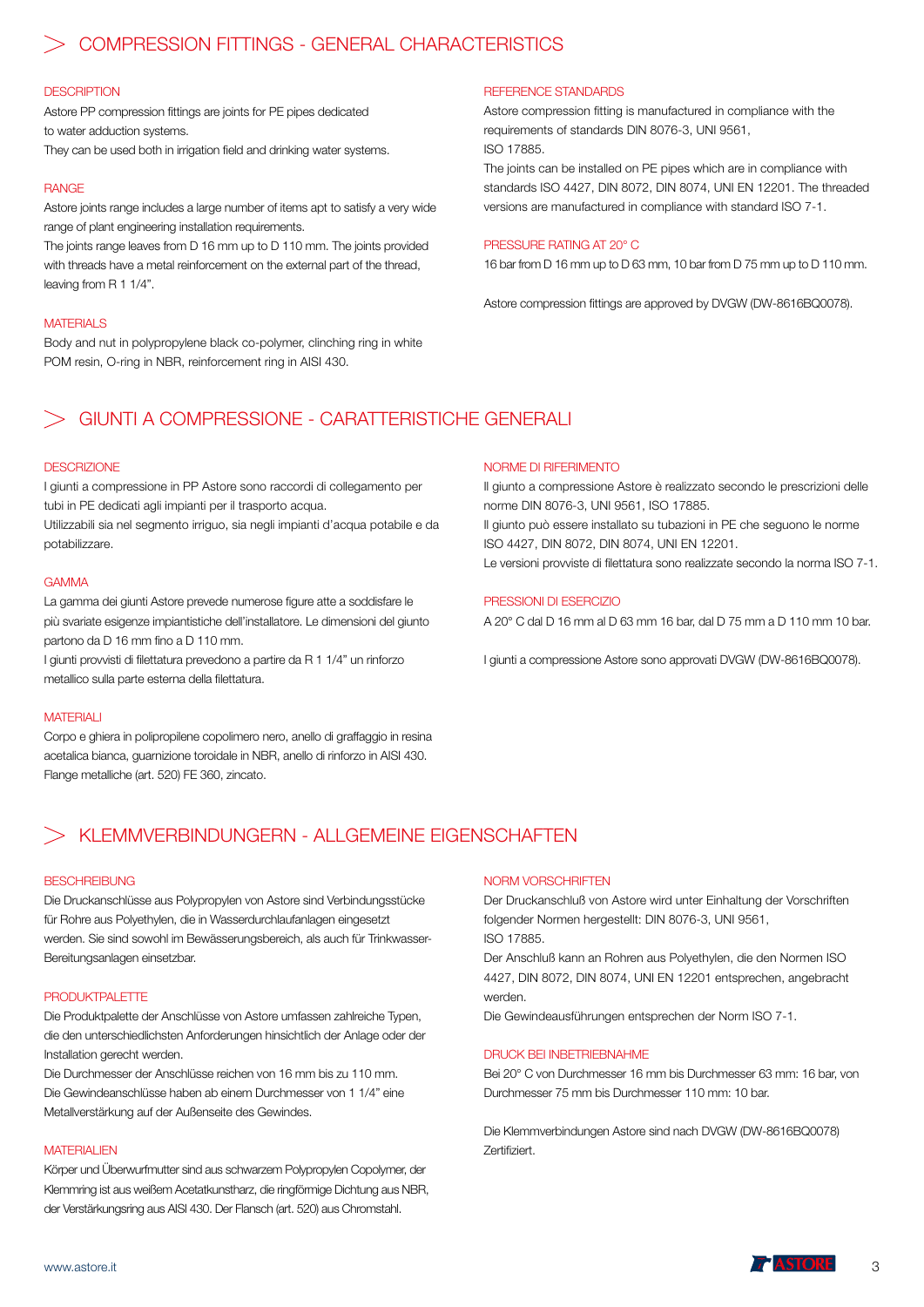## COMPRESSION FITTINGS - GENERAL CHARACTERISTICS

### DESCRIPTION

Astore PP compression fittings are joints for PE pipes dedicated to water adduction systems.
They can be used both in irrigation field and drinking water systems.

### RANGE

Astore joints range includes a large number of items apt to satisfy a very wide range of plant engineering installation requirements.
The joints range leaves from D 16 mm up to D 110 mm. The joints provided with threads have a metal reinforcement on the external part of the thread, leaving from R 1 1/4".

### MATERIALS

Body and nut in polypropylene black co-polymer, clinching ring in white POM resin, O-ring in NBR, reinforcement ring in AISI 430.

### REFERENCE STANDARDS

Astore compression fitting is manufactured in compliance with the requirements of standards DIN 8076-3, UNI 9561, ISO 17885.
The joints can be installed on PE pipes which are in compliance with standards ISO 4427, DIN 8072, DIN 8074, UNI EN 12201. The threaded versions are manufactured in compliance with standard ISO 7-1.

### PRESSURE RATING AT 20° C

16 bar from D 16 mm up to D 63 mm, 10 bar from D 75 mm up to D 110 mm.

Astore compression fittings are approved by DVGW (DW-8616BQ0078).

## GIUNTI A COMPRESSIONE - CARATTERISTICHE GENERALI

### DESCRIZIONE

I giunti a compressione in PP Astore sono raccordi di collegamento per tubi in PE dedicati agli impianti per il trasporto acqua.
Utilizzabili sia nel segmento irriguo, sia negli impianti d'acqua potabile e da potabilizzare.

### GAMMA

La gamma dei giunti Astore prevede numerose figure atte a soddisfare le più svariate esigenze impiantistiche dell'installatore. Le dimensioni del giunto partono da D 16 mm fino a D 110 mm.
I giunti provvisti di filettatura prevedono a partire da R 1 1/4" un rinforzo metallico sulla parte esterna della filettatura.

### MATERIALI

Corpo e ghiera in polipropilene copolimero nero, anello di graffaggio in resina acetalica bianca, guarnizione toroidale in NBR, anello di rinforzo in AISI 430.
Flange metalliche (art. 520) FE 360, zincato.

### NORME DI RIFERIMENTO

Il giunto a compressione Astore è realizzato secondo le prescrizioni delle norme DIN 8076-3, UNI 9561, ISO 17885.
Il giunto può essere installato su tubazioni in PE che seguono le norme ISO 4427, DIN 8072, DIN 8074, UNI EN 12201.
Le versioni provviste di filettatura sono realizzate secondo la norma ISO 7-1.

### PRESSIONI DI ESERCIZIO

A 20° C dal D 16 mm al D 63 mm 16 bar, dal D 75 mm a D 110 mm 10 bar.

I giunti a compressione Astore sono approvati DVGW (DW-8616BQ0078).

## KLEMMVERBINDUNGERN - ALLGEMEINE EIGENSCHAFTEN

### BESCHREIBUNG

Die Druckanschlüsse aus Polypropylen von Astore sind Verbindungsstücke für Rohre aus Polyethylen, die in Wasserdurchlaufanlagen eingesetzt werden. Sie sind sowohl im Bewässerungsbereich, als auch für Trinkwasser-Bereitungsanlagen einsetzbar.

### PRODUKTPALETTE

Die Produktpalette der Anschlüsse von Astore umfassen zahlreiche Typen, die den unterschiedlichsten Anforderungen hinsichtlich der Anlage oder der Installation gerecht werden.
Die Durchmesser der Anschlüsse reichen von 16 mm bis zu 110 mm.
Die Gewindeanschlüsse haben ab einem Durchmesser von 1 1/4" eine Metallverstärkung auf der Außenseite des Gewindes.

### MATERIALIEN

Körper und Überwurfmutter sind aus schwarzem Polypropylen Copolymer, der Klemmring ist aus weißem Acetatkunstharz, die ringförmige Dichtung aus NBR, der Verstärkungsring aus AISI 430. Der Flansch (art. 520) aus Chromstahl.

### NORM VORSCHRIFTEN

Der Druckanschluß von Astore wird unter Einhaltung der Vorschriften folgender Normen hergestellt: DIN 8076-3, UNI 9561, ISO 17885.
Der Anschluß kann an Rohren aus Polyethylen, die den Normen ISO 4427, DIN 8072, DIN 8074, UNI EN 12201 entsprechen, angebracht werden.
Die Gewindeausführungen entsprechen der Norm ISO 7-1.

### DRUCK BEI INBETRIEBNAHME

Bei 20° C von Durchmesser 16 mm bis Durchmesser 63 mm: 16 bar, von Durchmesser 75 mm bis Durchmesser 110 mm: 10 bar.

Die Klemmverbindungen Astore sind nach DVGW (DW-8616BQ0078) Zertifiziert.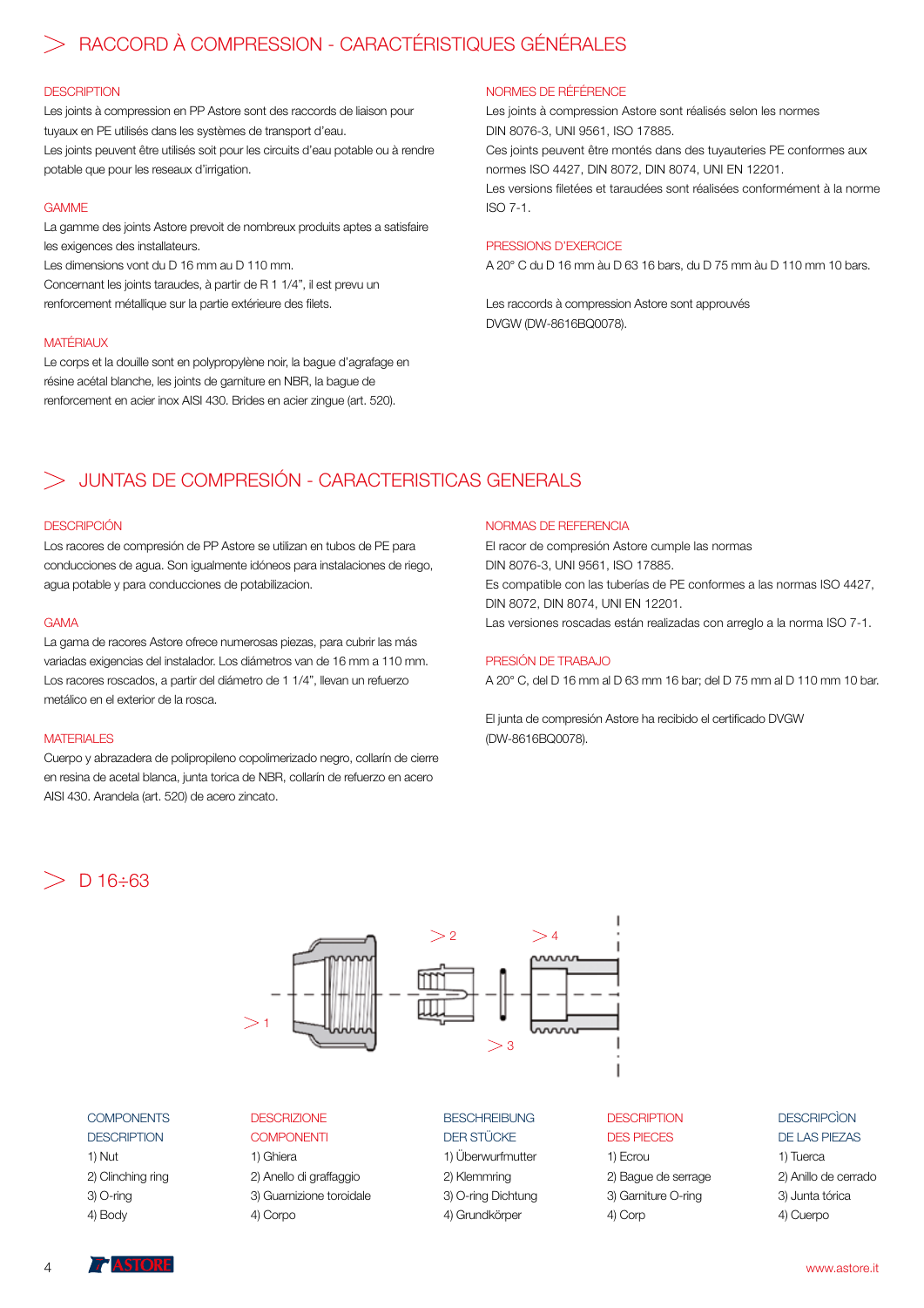## RACCORD À COMPRESSION - CARACTÉRISTIQUES GÉNÉRALES

### DESCRIPTION

Les joints à compression en PP Astore sont des raccords de liaison pour tuyaux en PE utilisés dans les systèmes de transport d'eau.
Les joints peuvent être utilisés soit pour les circuits d'eau potable ou à rendre potable que pour les reseaux d'irrigation.

### GAMME

La gamme des joints Astore prevoit de nombreux produits aptes a satisfaire les exigences des installateurs.
Les dimensions vont du D 16 mm au D 110 mm.
Concernant les joints taraudes, à partir de R 1 1/4", il est prevu un renforcement métallique sur la partie extérieure des filets.

### MATÉRIAUX

Le corps et la douille sont en polypropylène noir, la bague d'agrafage en résine acétal blanche, les joints de garniture en NBR, la bague de renforcement en acier inox AISI 430. Brides en acier zingue (art. 520).

### NORMES DE RÉFÉRENCE

Les joints à compression Astore sont réalisés selon les normes DIN 8076-3, UNI 9561, ISO 17885.
Ces joints peuvent être montés dans des tuyauteries PE conformes aux normes ISO 4427, DIN 8072, DIN 8074, UNI EN 12201.
Les versions filetées et taraudées sont réalisées conformément à la norme ISO 7-1.

### PRESSIONS D'EXERCICE

A 20° C du D 16 mm àu D 63 16 bars, du D 75 mm àu D 110 mm 10 bars.

Les raccords à compression Astore sont approuvés DVGW (DW-8616BQ0078).

## JUNTAS DE COMPRESIÓN - CARACTERISTICAS GENERALS

### DESCRIPCIÓN

Los racores de compresión de PP Astore se utilizan en tubos de PE para conducciones de agua. Son igualmente idóneos para instalaciones de riego, agua potable y para conducciones de potabilizacion.

### GAMA

La gama de racores Astore ofrece numerosas piezas, para cubrir las más variadas exigencias del instalador. Los diámetros van de 16 mm a 110 mm.
Los racores roscados, a partir del diámetro de 1 1/4", llevan un refuerzo metálico en el exterior de la rosca.

### MATERIALES

Cuerpo y abrazadera de polipropileno copolimerizado negro, collarín de cierre en resina de acetal blanca, junta torica de NBR, collarín de refuerzo en acero AISI 430. Arandela (art. 520) de acero zincato.

### NORMAS DE REFERENCIA

El racor de compresión Astore cumple las normas DIN 8076-3, UNI 9561, ISO 17885.
Es compatible con las tuberías de PE conformes a las normas ISO 4427, DIN 8072, DIN 8074, UNI EN 12201.
Las versiones roscadas están realizadas con arreglo a la norma ISO 7-1.

### PRESIÓN DE TRABAJO

A 20° C, del D 16 mm al D 63 mm 16 bar; del D 75 mm al D 110 mm 10 bar.

El junta de compresión Astore ha recibido el certificado DVGW (DW-8616BQ0078).

## D 16÷63

| COMPONENTS DESCRIPTION | DESCRIZIONE COMPONENTI | BESCHREIBUNG DER STÜCKE | DESCRIPTION DES PIECES | DESCRIPCÌON DE LAS PIEZAS |
|---|---|---|---|---|
| 1) Nut | 1) Ghiera | 1) Überwurfmutter | 1) Ecrou | 1) Tuerca |
| 2) Clinching ring | 2) Anello di graffaggio | 2) Klemmring | 2) Bague de serrage | 2) Anillo de cerrado |
| 3) O-ring | 3) Guarnizione toroidale | 3) O-ring Dichtung | 3) Garniture O-ring | 3) Junta tórica |
| 4) Body | 4) Corpo | 4) Grundkörper | 4) Corp | 4) Cuerpo |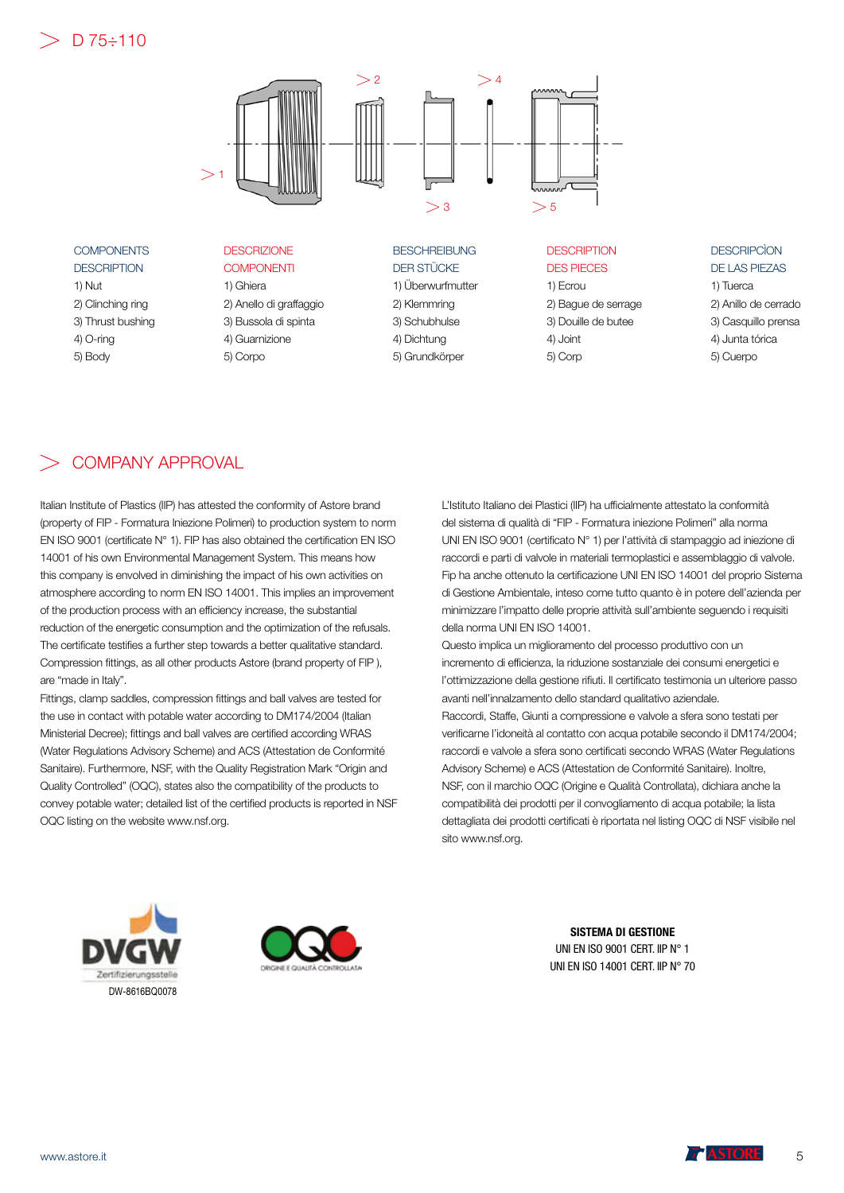## D 75÷110

| COMPONENTS DESCRIPTION | DESCRIZIONE COMPONENTI | BESCHREIBUNG DER STÜCKE | DESCRIPTION DES PIECES | DESCRIPCÌON DE LAS PIEZAS |
|---|---|---|---|---|
| 1) Nut | 1) Ghiera | 1) Überwurfmutter | 1) Ecrou | 1) Tuerca |
| 2) Clinching ring | 2) Anello di graffaggio | 2) Klemmring | 2) Bague de serrage | 2) Anillo de cerrado |
| 3) Thrust bushing | 3) Bussola di spinta | 3) Schubhulse | 3) Douille de butee | 3) Casquillo prensa |
| 4) O-ring | 4) Guarnizione | 4) Dichtung | 4) Joint | 4) Junta tórica |
| 5) Body | 5) Corpo | 5) Grundkörper | 5) Corp | 5) Cuerpo |

## COMPANY APPROVAL

Italian Institute of Plastics (IIP) has attested the conformity of Astore brand (property of FIP - Formatura Iniezione Polimeri) to production system to norm EN ISO 9001 (certificate N° 1). FIP has also obtained the certification EN ISO 14001 of his own Environmental Management System. This means how this company is envolved in diminishing the impact of his own activities on atmosphere according to norm EN ISO 14001. This implies an improvement of the production process with an efficiency increase, the substantial reduction of the energetic consumption and the optimization of the refusals. The certificate testifies a further step towards a better qualitative standard. Compression fittings, as all other products Astore (brand property of FIP ), are "made in Italy".

Fittings, clamp saddles, compression fittings and ball valves are tested for the use in contact with potable water according to DM174/2004 (Italian Ministerial Decree); fittings and ball valves are certified according WRAS (Water Regulations Advisory Scheme) and ACS (Attestation de Conformité Sanitaire). Furthermore, NSF, with the Quality Registration Mark "Origin and Quality Controlled" (OQC), states also the compatibility of the products to convey potable water; detailed list of the certified products is reported in NSF OQC listing on the website www.nsf.org.

L'Istituto Italiano dei Plastici (IIP) ha ufficialmente attestato la conformità del sistema di qualità di "FIP - Formatura iniezione Polimeri" alla norma UNI EN ISO 9001 (certificato N° 1) per l'attività di stampaggio ad iniezione di raccordi e parti di valvole in materiali termoplastici e assemblaggio di valvole. Fip ha anche ottenuto la certificazione UNI EN ISO 14001 del proprio Sistema di Gestione Ambientale, inteso come tutto quanto è in potere dell'azienda per minimizzare l'impatto delle proprie attività sull'ambiente seguendo i requisiti della norma UNI EN ISO 14001.

Questo implica un miglioramento del processo produttivo con un incremento di efficienza, la riduzione sostanziale dei consumi energetici e l'ottimizzazione della gestione rifiuti. Il certificato testimonia un ulteriore passo avanti nell'innalzamento dello standard qualitativo aziendale.

Raccordi, Staffe, Giunti a compressione e valvole a sfera sono testati per verificarne l'idoneità al contatto con acqua potabile secondo il DM174/2004; raccordi e valvole a sfera sono certificati secondo WRAS (Water Regulations Advisory Scheme) e ACS (Attestation de Conformité Sanitaire). Inoltre, NSF, con il marchio OQC (Origine e Qualità Controllata), dichiara anche la compatibilità dei prodotti per il convogliamento di acqua potabile; la lista dettagliata dei prodotti certificati è riportata nel listing OQC di NSF visibile nel sito www.nsf.org.

DVGW Zertifizierungsstelle
DW-8616BQ0078

OQC ORIGINE E QUALITÀ CONTROLLATA

**SISTEMA DI GESTIONE**
UNI EN ISO 9001 CERT. IIP N° 1
UNI EN ISO 14001 CERT. IIP N° 70

www.astore.it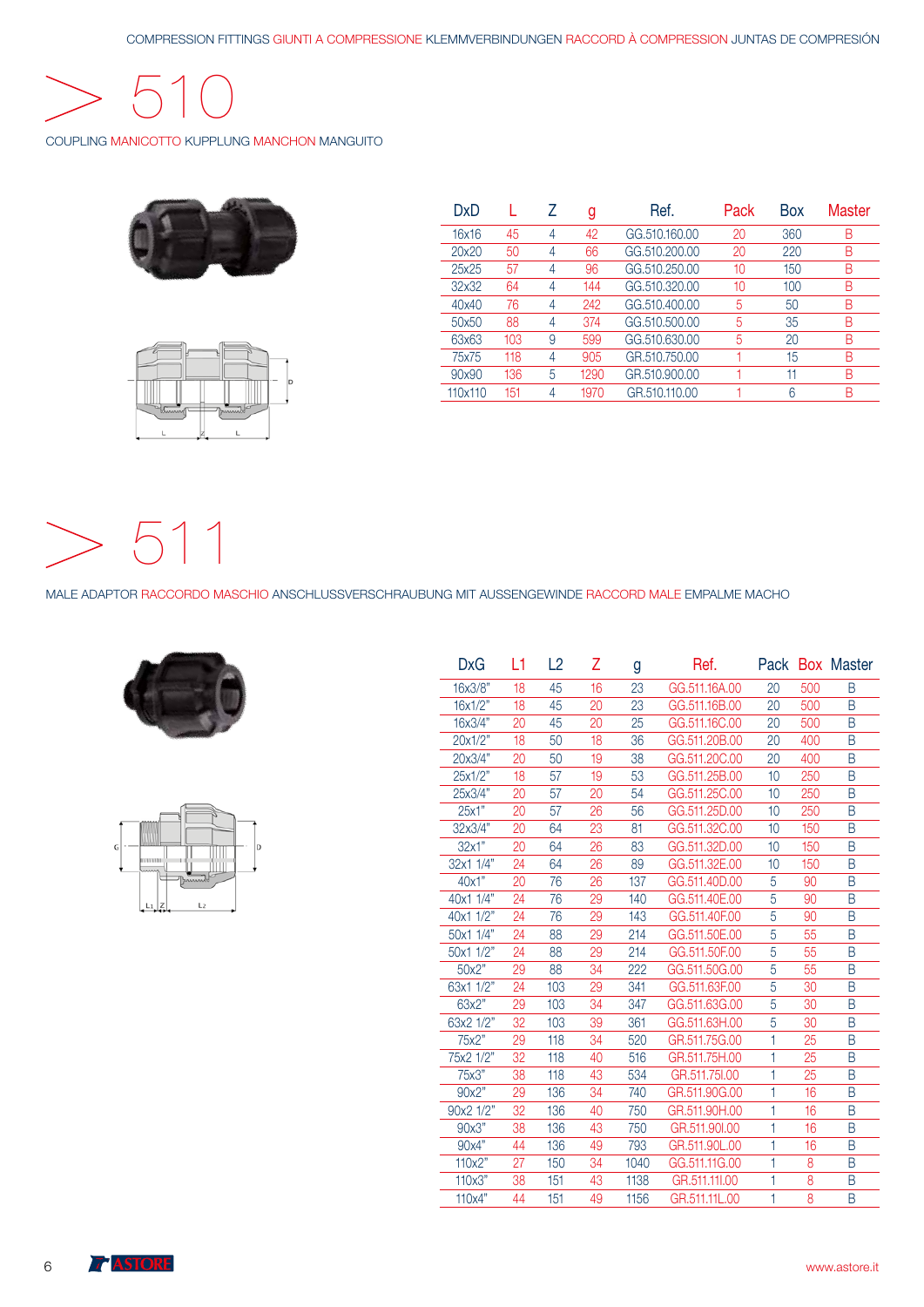COMPRESSION FITTINGS GIUNTI A COMPRESSIONE KLEMMVERBINDUNGEN RACCORD À COMPRESSION JUNTAS DE COMPRESIÓN

# 510

COUPLING MANICOTTO KUPPLUNG MANCHON MANGUITO

| DxD | L | Z | g | Ref. | Pack | Box | Master |
|---|---|---|---|---|---|---|---|
| 16x16 | 45 | 4 | 42 | GG.510.160.00 | 20 | 360 | B |
| 20x20 | 50 | 4 | 66 | GG.510.200.00 | 20 | 220 | B |
| 25x25 | 57 | 4 | 96 | GG.510.250.00 | 10 | 150 | B |
| 32x32 | 64 | 4 | 144 | GG.510.320.00 | 10 | 100 | B |
| 40x40 | 76 | 4 | 242 | GG.510.400.00 | 5 | 50 | B |
| 50x50 | 88 | 4 | 374 | GG.510.500.00 | 5 | 35 | B |
| 63x63 | 103 | 9 | 599 | GG.510.630.00 | 5 | 20 | B |
| 75x75 | 118 | 4 | 905 | GR.510.750.00 | 1 | 15 | B |
| 90x90 | 136 | 5 | 1290 | GR.510.900.00 | 1 | 11 | B |
| 110x110 | 151 | 4 | 1970 | GR.510.110.00 | 1 | 6 | B |

# 511

MALE ADAPTOR RACCORDO MASCHIO ANSCHLUSSVERSCHRAUBUNG MIT AUSSENGEWINDE RACCORD MALE EMPALME MACHO

| DxG | L1 | L2 | Z | g | Ref. | Pack | Box | Master |
|---|---|---|---|---|---|---|---|---|
| 16x3/8" | 18 | 45 | 16 | 23 | GG.511.16A.00 | 20 | 500 | B |
| 16x1/2" | 18 | 45 | 20 | 23 | GG.511.16B.00 | 20 | 500 | B |
| 16x3/4" | 20 | 45 | 20 | 25 | GG.511.16C.00 | 20 | 500 | B |
| 20x1/2" | 18 | 50 | 18 | 36 | GG.511.20B.00 | 20 | 400 | B |
| 20x3/4" | 20 | 50 | 19 | 38 | GG.511.20C.00 | 20 | 400 | B |
| 25x1/2" | 18 | 57 | 19 | 53 | GG.511.25B.00 | 10 | 250 | B |
| 25x3/4" | 20 | 57 | 20 | 54 | GG.511.25C.00 | 10 | 250 | B |
| 25x1" | 20 | 57 | 26 | 56 | GG.511.25D.00 | 10 | 250 | B |
| 32x3/4" | 20 | 64 | 23 | 81 | GG.511.32C.00 | 10 | 150 | B |
| 32x1" | 20 | 64 | 26 | 83 | GG.511.32D.00 | 10 | 150 | B |
| 32x1 1/4" | 24 | 64 | 26 | 89 | GG.511.32E.00 | 10 | 150 | B |
| 40x1" | 20 | 76 | 26 | 137 | GG.511.40D.00 | 5 | 90 | B |
| 40x1 1/4" | 24 | 76 | 29 | 140 | GG.511.40E.00 | 5 | 90 | B |
| 40x1 1/2" | 24 | 76 | 29 | 143 | GG.511.40F.00 | 5 | 90 | B |
| 50x1 1/4" | 24 | 88 | 29 | 214 | GG.511.50E.00 | 5 | 55 | B |
| 50x1 1/2" | 24 | 88 | 29 | 214 | GG.511.50F.00 | 5 | 55 | B |
| 50x2" | 29 | 88 | 34 | 222 | GG.511.50G.00 | 5 | 55 | B |
| 63x1 1/2" | 24 | 103 | 29 | 341 | GG.511.63F.00 | 5 | 30 | B |
| 63x2" | 29 | 103 | 34 | 347 | GG.511.63G.00 | 5 | 30 | B |
| 63x2 1/2" | 32 | 103 | 39 | 361 | GG.511.63H.00 | 5 | 30 | B |
| 75x2" | 29 | 118 | 34 | 520 | GR.511.75G.00 | 1 | 25 | B |
| 75x2 1/2" | 32 | 118 | 40 | 516 | GR.511.75H.00 | 1 | 25 | B |
| 75x3" | 38 | 118 | 43 | 534 | GR.511.75I.00 | 1 | 25 | B |
| 90x2" | 29 | 136 | 34 | 740 | GR.511.90G.00 | 1 | 16 | B |
| 90x2 1/2" | 32 | 136 | 40 | 750 | GR.511.90H.00 | 1 | 16 | B |
| 90x3" | 38 | 136 | 43 | 750 | GR.511.90I.00 | 1 | 16 | B |
| 90x4" | 44 | 136 | 49 | 793 | GR.511.90L.00 | 1 | 16 | B |
| 110x2" | 27 | 150 | 34 | 1040 | GG.511.11G.00 | 1 | 8 | B |
| 110x3" | 38 | 151 | 43 | 1138 | GR.511.11I.00 | 1 | 8 | B |
| 110x4" | 44 | 151 | 49 | 1156 | GR.511.11L.00 | 1 | 8 | B |

ASTORE www.astore.it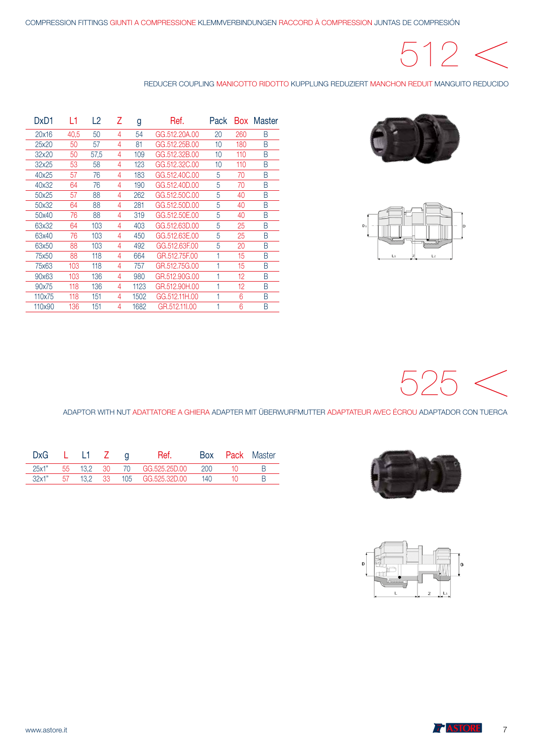COMPRESSION FITTINGS GIUNTI A COMPRESSIONE KLEMMVERBINDUNGEN RACCORD À COMPRESSION JUNTAS DE COMPRESIÓN

# 512 <

## REDUCER COUPLING MANICOTTO RIDOTTO KUPPLUNG REDUZIERT MANCHON REDUIT MANGUITO REDUCIDO

| DxD1 | L1 | L2 | Z | g | Ref. | Pack | Box | Master |
|---|---|---|---|---|---|---|---|---|
| 20x16 | 40,5 | 50 | 4 | 54 | GG.512.20A.00 | 20 | 260 | B |
| 25x20 | 50 | 57 | 4 | 81 | GG.512.25B.00 | 10 | 180 | B |
| 32x20 | 50 | 57,5 | 4 | 109 | GG.512.32B.00 | 10 | 110 | B |
| 32x25 | 53 | 58 | 4 | 123 | GG.512.32C.00 | 10 | 110 | B |
| 40x25 | 57 | 76 | 4 | 183 | GG.512.40C.00 | 5 | 70 | B |
| 40x32 | 64 | 76 | 4 | 190 | GG.512.40D.00 | 5 | 70 | B |
| 50x25 | 57 | 88 | 4 | 262 | GG.512.50C.00 | 5 | 40 | B |
| 50x32 | 64 | 88 | 4 | 281 | GG.512.50D.00 | 5 | 40 | B |
| 50x40 | 76 | 88 | 4 | 319 | GG.512.50E.00 | 5 | 40 | B |
| 63x32 | 64 | 103 | 4 | 403 | GG.512.63D.00 | 5 | 25 | B |
| 63x40 | 76 | 103 | 4 | 450 | GG.512.63E.00 | 5 | 25 | B |
| 63x50 | 88 | 103 | 4 | 492 | GG.512.63F.00 | 5 | 20 | B |
| 75x50 | 88 | 118 | 4 | 664 | GR.512.75F.00 | 1 | 15 | B |
| 75x63 | 103 | 118 | 4 | 757 | GR.512.75G.00 | 1 | 15 | B |
| 90x63 | 103 | 136 | 4 | 980 | GR.512.90G.00 | 1 | 12 | B |
| 90x75 | 118 | 136 | 4 | 1123 | GR.512.90H.00 | 1 | 12 | B |
| 110x75 | 118 | 151 | 4 | 1502 | GG.512.11H.00 | 1 | 6 | B |
| 110x90 | 136 | 151 | 4 | 1682 | GR.512.11I.00 | 1 | 6 | B |

# 525 <

## ADAPTOR WITH NUT ADATTATORE A GHIERA ADAPTER MIT ÜBERWURFMUTTER ADAPTATEUR AVEC ÉCROU ADAPTADOR CON TUERCA

| DxG | L | L1 | Z | g | Ref. | Box | Pack | Master |
|---|---|---|---|---|---|---|---|---|
| 25x1" | 55 | 13,2 | 30 | 70 | GG.525.25D.00 | 200 | 10 | B |
| 32x1" | 57 | 13,2 | 33 | 105 | GG.525.32D.00 | 140 | 10 | B |

www.astore.it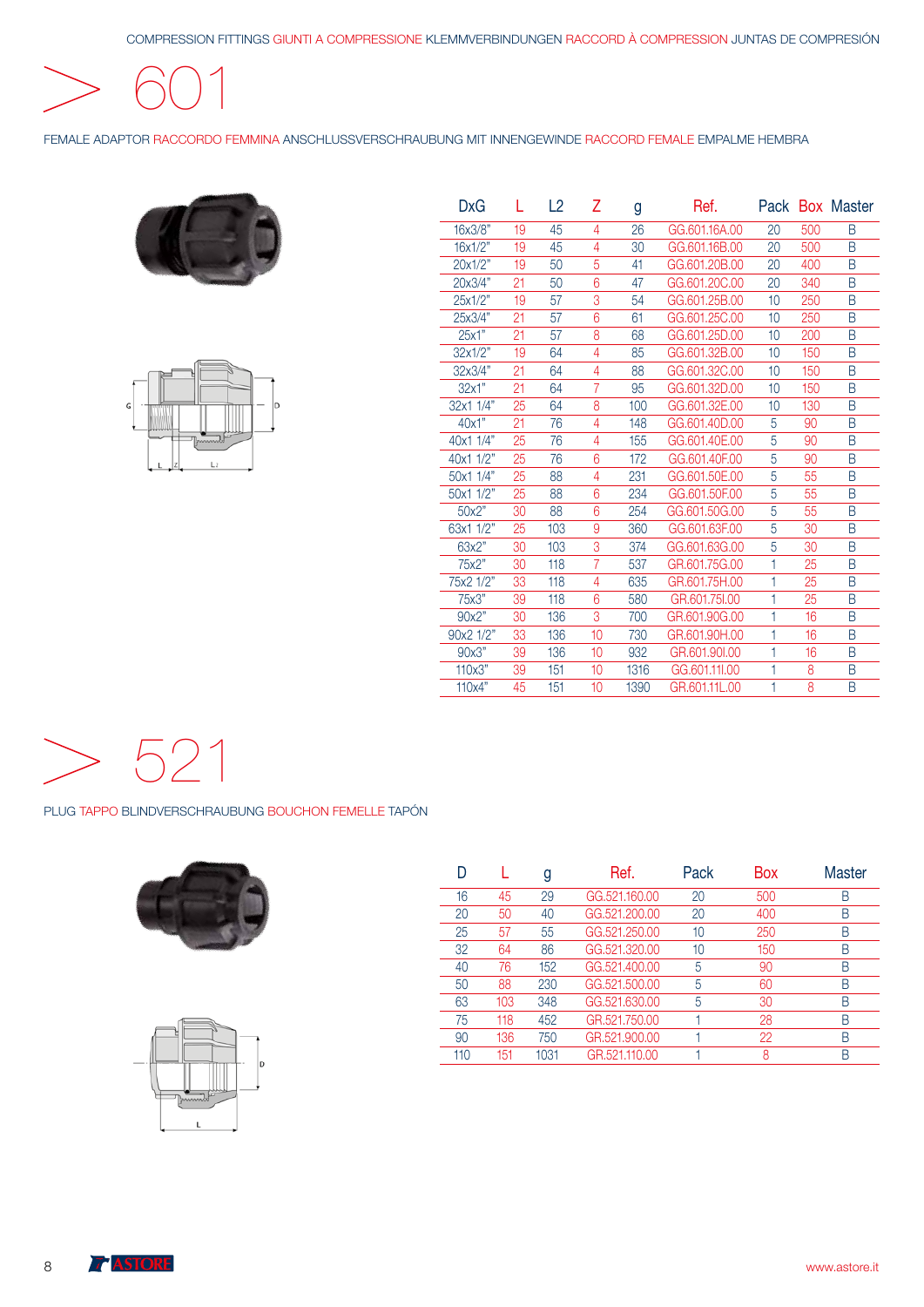COMPRESSION FITTINGS GIUNTI A COMPRESSIONE KLEMMVERBINDUNGEN RACCORD À COMPRESSION JUNTAS DE COMPRESIÓN

# > 601

FEMALE ADAPTOR RACCORDO FEMMINA ANSCHLUSSVERSCHRAUBUNG MIT INNENGEWINDE RACCORD FEMALE EMPALME HEMBRA

| DxG | L | L2 | Z | g | Ref. | Pack | Box | Master |
|---|---|---|---|---|---|---|---|---|
| 16x3/8" | 19 | 45 | 4 | 26 | GG.601.16A.00 | 20 | 500 | B |
| 16x1/2" | 19 | 45 | 4 | 30 | GG.601.16B.00 | 20 | 500 | B |
| 20x1/2" | 19 | 50 | 5 | 41 | GG.601.20B.00 | 20 | 400 | B |
| 20x3/4" | 21 | 50 | 6 | 47 | GG.601.20C.00 | 20 | 340 | B |
| 25x1/2" | 19 | 57 | 3 | 54 | GG.601.25B.00 | 10 | 250 | B |
| 25x3/4" | 21 | 57 | 6 | 61 | GG.601.25C.00 | 10 | 250 | B |
| 25x1" | 21 | 57 | 8 | 68 | GG.601.25D.00 | 10 | 200 | B |
| 32x1/2" | 19 | 64 | 4 | 85 | GG.601.32B.00 | 10 | 150 | B |
| 32x3/4" | 21 | 64 | 4 | 88 | GG.601.32C.00 | 10 | 150 | B |
| 32x1" | 21 | 64 | 7 | 95 | GG.601.32D.00 | 10 | 150 | B |
| 32x1 1/4" | 25 | 64 | 8 | 100 | GG.601.32E.00 | 10 | 130 | B |
| 40x1" | 21 | 76 | 4 | 148 | GG.601.40D.00 | 5 | 90 | B |
| 40x1 1/4" | 25 | 76 | 4 | 155 | GG.601.40E.00 | 5 | 90 | B |
| 40x1 1/2" | 25 | 76 | 6 | 172 | GG.601.40F.00 | 5 | 90 | B |
| 50x1 1/4" | 25 | 88 | 4 | 231 | GG.601.50E.00 | 5 | 55 | B |
| 50x1 1/2" | 25 | 88 | 6 | 234 | GG.601.50F.00 | 5 | 55 | B |
| 50x2" | 30 | 88 | 6 | 254 | GG.601.50G.00 | 5 | 55 | B |
| 63x1 1/2" | 25 | 103 | 9 | 360 | GG.601.63F.00 | 5 | 30 | B |
| 63x2" | 30 | 103 | 3 | 374 | GG.601.63G.00 | 5 | 30 | B |
| 75x2" | 30 | 118 | 7 | 537 | GR.601.75G.00 | 1 | 25 | B |
| 75x2 1/2" | 33 | 118 | 4 | 635 | GR.601.75H.00 | 1 | 25 | B |
| 75x3" | 39 | 118 | 6 | 580 | GR.601.75I.00 | 1 | 25 | B |
| 90x2" | 30 | 136 | 3 | 700 | GR.601.90G.00 | 1 | 16 | B |
| 90x2 1/2" | 33 | 136 | 10 | 730 | GR.601.90H.00 | 1 | 16 | B |
| 90x3" | 39 | 136 | 10 | 932 | GR.601.90I.00 | 1 | 16 | B |
| 110x3" | 39 | 151 | 10 | 1316 | GG.601.11I.00 | 1 | 8 | B |
| 110x4" | 45 | 151 | 10 | 1390 | GR.601.11L.00 | 1 | 8 | B |

# > 521

PLUG TAPPO BLINDVERSCHRAUBUNG BOUCHON FEMELLE TAPÓN

| D | L | g | Ref. | Pack | Box | Master |
|---|---|---|---|---|---|---|
| 16 | 45 | 29 | GG.521.160.00 | 20 | 500 | B |
| 20 | 50 | 40 | GG.521.200.00 | 20 | 400 | B |
| 25 | 57 | 55 | GG.521.250.00 | 10 | 250 | B |
| 32 | 64 | 86 | GG.521.320.00 | 10 | 150 | B |
| 40 | 76 | 152 | GG.521.400.00 | 5 | 90 | B |
| 50 | 88 | 230 | GG.521.500.00 | 5 | 60 | B |
| 63 | 103 | 348 | GG.521.630.00 | 5 | 30 | B |
| 75 | 118 | 452 | GR.521.750.00 | 1 | 28 | B |
| 90 | 136 | 750 | GR.521.900.00 | 1 | 22 | B |
| 110 | 151 | 1031 | GR.521.110.00 | 1 | 8 | B |

ASTORE

www.astore.it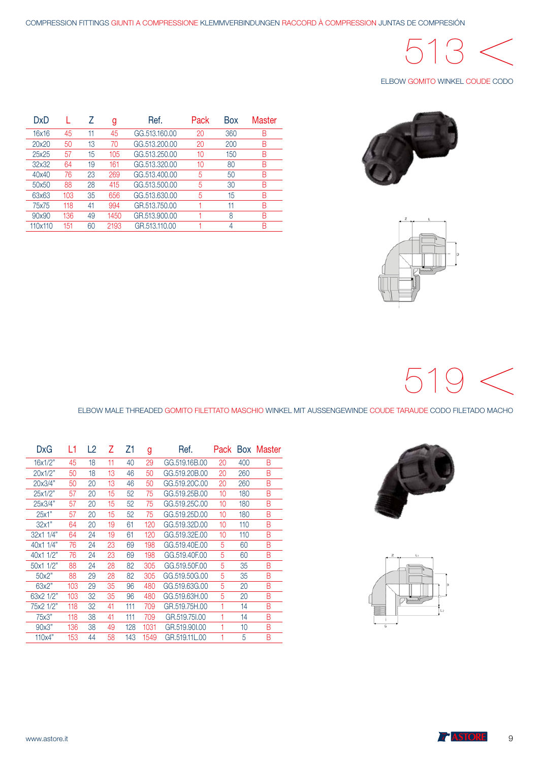COMPRESSION FITTINGS GIUNTI A COMPRESSIONE KLEMMVERBINDUNGEN RACCORD À COMPRESSION JUNTAS DE COMPRESIÓN

# 513

ELBOW GOMITO WINKEL COUDE CODO

| DxD | L | Z | g | Ref. | Pack | Box | Master |
|---|---|---|---|---|---|---|---|
| 16x16 | 45 | 11 | 45 | GG.513.160.00 | 20 | 360 | B |
| 20x20 | 50 | 13 | 70 | GG.513.200.00 | 20 | 200 | B |
| 25x25 | 57 | 15 | 105 | GG.513.250.00 | 10 | 150 | B |
| 32x32 | 64 | 19 | 161 | GG.513.320.00 | 10 | 80 | B |
| 40x40 | 76 | 23 | 269 | GG.513.400.00 | 5 | 50 | B |
| 50x50 | 88 | 28 | 415 | GG.513.500.00 | 5 | 30 | B |
| 63x63 | 103 | 35 | 656 | GG.513.630.00 | 5 | 15 | B |
| 75x75 | 118 | 41 | 994 | GR.513.750.00 | 1 | 11 | B |
| 90x90 | 136 | 49 | 1450 | GR.513.900.00 | 1 | 8 | B |
| 110x110 | 151 | 60 | 2193 | GR.513.110.00 | 1 | 4 | B |

# 519

ELBOW MALE THREADED GOMITO FILETTATO MASCHIO WINKEL MIT AUSSENGEWINDE COUDE TARAUDE CODO FILETADO MACHO

| DxG | L1 | L2 | Z | Z1 | g | Ref. | Pack | Box | Master |
|---|---|---|---|---|---|---|---|---|---|
| 16x1/2" | 45 | 18 | 11 | 40 | 29 | GG.519.16B.00 | 20 | 400 | B |
| 20x1/2" | 50 | 18 | 13 | 46 | 50 | GG.519.20B.00 | 20 | 260 | B |
| 20x3/4" | 50 | 20 | 13 | 46 | 50 | GG.519.20C.00 | 20 | 260 | B |
| 25x1/2" | 57 | 20 | 15 | 52 | 75 | GG.519.25B.00 | 10 | 180 | B |
| 25x3/4" | 57 | 20 | 15 | 52 | 75 | GG.519.25C.00 | 10 | 180 | B |
| 25x1" | 57 | 20 | 15 | 52 | 75 | GG.519.25D.00 | 10 | 180 | B |
| 32x1" | 64 | 20 | 19 | 61 | 120 | GG.519.32D.00 | 10 | 110 | B |
| 32x1 1/4" | 64 | 24 | 19 | 61 | 120 | GG.519.32E.00 | 10 | 110 | B |
| 40x1 1/4" | 76 | 24 | 23 | 69 | 198 | GG.519.40E.00 | 5 | 60 | B |
| 40x1 1/2" | 76 | 24 | 23 | 69 | 198 | GG.519.40F.00 | 5 | 60 | B |
| 50x1 1/2" | 88 | 24 | 28 | 82 | 305 | GG.519.50F.00 | 5 | 35 | B |
| 50x2" | 88 | 29 | 28 | 82 | 305 | GG.519.50G.00 | 5 | 35 | B |
| 63x2" | 103 | 29 | 35 | 96 | 480 | GG.519.63G.00 | 5 | 20 | B |
| 63x2 1/2" | 103 | 32 | 35 | 96 | 480 | GG.519.63H.00 | 5 | 20 | B |
| 75x2 1/2" | 118 | 32 | 41 | 111 | 709 | GR.519.75H.00 | 1 | 14 | B |
| 75x3" | 118 | 38 | 41 | 111 | 709 | GR.519.75I.00 | 1 | 14 | B |
| 90x3" | 136 | 38 | 49 | 128 | 1031 | GR.519.90I.00 | 1 | 10 | B |
| 110x4" | 153 | 44 | 58 | 143 | 1549 | GR.519.11L.00 | 1 | 5 | B |

www.astore.it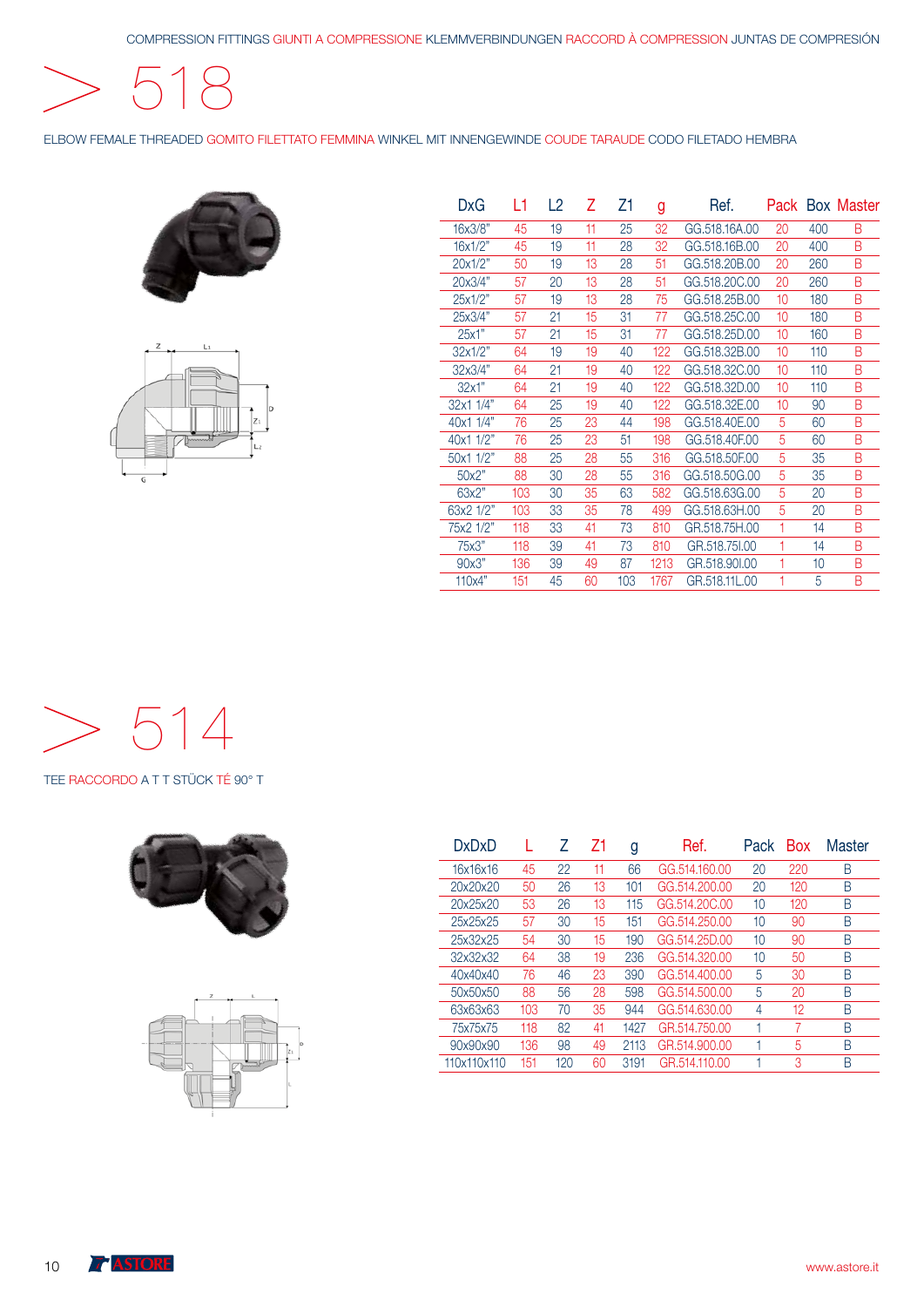COMPRESSION FITTINGS GIUNTI A COMPRESSIONE KLEMMVERBINDUNGEN RACCORD À COMPRESSION JUNTAS DE COMPRESIÓN

# > 518

ELBOW FEMALE THREADED GOMITO FILETTATO FEMMINA WINKEL MIT INNENGEWINDE COUDE TARAUDE CODO FILETADO HEMBRA

| DxG | L1 | L2 | Z | Z1 | g | Ref. | Pack | Box | Master |
|---|---|---|---|---|---|---|---|---|---|
| 16x3/8" | 45 | 19 | 11 | 25 | 32 | GG.518.16A.00 | 20 | 400 | B |
| 16x1/2" | 45 | 19 | 11 | 28 | 32 | GG.518.16B.00 | 20 | 400 | B |
| 20x1/2" | 50 | 19 | 13 | 28 | 51 | GG.518.20B.00 | 20 | 260 | B |
| 20x3/4" | 57 | 20 | 13 | 28 | 51 | GG.518.20C.00 | 20 | 260 | B |
| 25x1/2" | 57 | 19 | 13 | 28 | 75 | GG.518.25B.00 | 10 | 180 | B |
| 25x3/4" | 57 | 21 | 15 | 31 | 77 | GG.518.25C.00 | 10 | 180 | B |
| 25x1" | 57 | 21 | 15 | 31 | 77 | GG.518.25D.00 | 10 | 160 | B |
| 32x1/2" | 64 | 19 | 19 | 40 | 122 | GG.518.32B.00 | 10 | 110 | B |
| 32x3/4" | 64 | 21 | 19 | 40 | 122 | GG.518.32C.00 | 10 | 110 | B |
| 32x1" | 64 | 21 | 19 | 40 | 122 | GG.518.32D.00 | 10 | 110 | B |
| 32x1 1/4" | 64 | 25 | 19 | 40 | 122 | GG.518.32E.00 | 10 | 90 | B |
| 40x1 1/4" | 76 | 25 | 23 | 44 | 198 | GG.518.40E.00 | 5 | 60 | B |
| 40x1 1/2" | 76 | 25 | 23 | 51 | 198 | GG.518.40F.00 | 5 | 60 | B |
| 50x1 1/2" | 88 | 25 | 28 | 55 | 316 | GG.518.50F.00 | 5 | 35 | B |
| 50x2" | 88 | 30 | 28 | 55 | 316 | GG.518.50G.00 | 5 | 35 | B |
| 63x2" | 103 | 30 | 35 | 63 | 582 | GG.518.63G.00 | 5 | 20 | B |
| 63x2 1/2" | 103 | 33 | 35 | 78 | 499 | GG.518.63H.00 | 5 | 20 | B |
| 75x2 1/2" | 118 | 33 | 41 | 73 | 810 | GR.518.75H.00 | 1 | 14 | B |
| 75x3" | 118 | 39 | 41 | 73 | 810 | GR.518.75I.00 | 1 | 14 | B |
| 90x3" | 136 | 39 | 49 | 87 | 1213 | GR.518.90I.00 | 1 | 10 | B |
| 110x4" | 151 | 45 | 60 | 103 | 1767 | GR.518.11L.00 | 1 | 5 | B |

# > 514

TEE RACCORDO A T T STÜCK TÉ 90° T

| DxDxD | L | Z | Z1 | g | Ref. | Pack | Box | Master |
|---|---|---|---|---|---|---|---|---|
| 16x16x16 | 45 | 22 | 11 | 66 | GG.514.160.00 | 20 | 220 | B |
| 20x20x20 | 50 | 26 | 13 | 101 | GG.514.200.00 | 20 | 120 | B |
| 20x25x20 | 53 | 26 | 13 | 115 | GG.514.20C.00 | 10 | 120 | B |
| 25x25x25 | 57 | 30 | 15 | 151 | GG.514.250.00 | 10 | 90 | B |
| 25x32x25 | 54 | 30 | 15 | 190 | GG.514.25D.00 | 10 | 90 | B |
| 32x32x32 | 64 | 38 | 19 | 236 | GG.514.320.00 | 10 | 50 | B |
| 40x40x40 | 76 | 46 | 23 | 390 | GG.514.400.00 | 5 | 30 | B |
| 50x50x50 | 88 | 56 | 28 | 598 | GG.514.500.00 | 5 | 20 | B |
| 63x63x63 | 103 | 70 | 35 | 944 | GG.514.630.00 | 4 | 12 | B |
| 75x75x75 | 118 | 82 | 41 | 1427 | GR.514.750.00 | 1 | 7 | B |
| 90x90x90 | 136 | 98 | 49 | 2113 | GR.514.900.00 | 1 | 5 | B |
| 110x110x110 | 151 | 120 | 60 | 3191 | GR.514.110.00 | 1 | 3 | B |

ASTORE

www.astore.it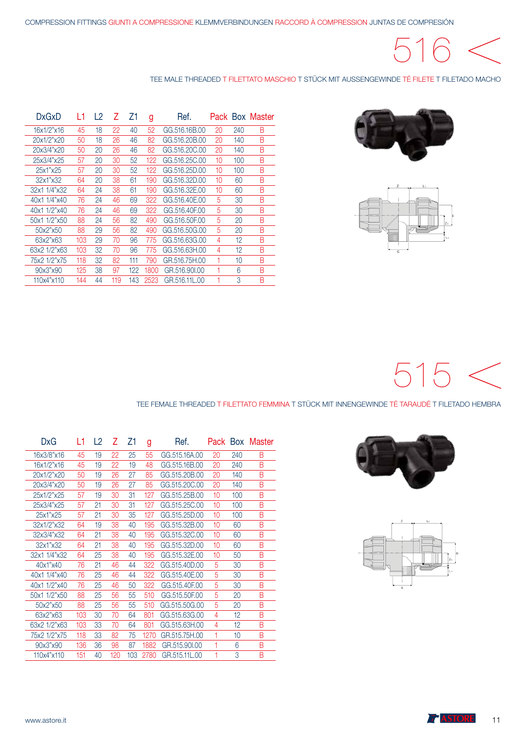COMPRESSION FITTINGS GIUNTI A COMPRESSIONE KLEMMVERBINDUNGEN RACCORD À COMPRESSION JUNTAS DE COMPRESIÓN

# 516 <

TEE MALE THREADED T FILETTATO MASCHIO T STÜCK MIT AUSSENGEWINDE TÉ FILETE T FILETADO MACHO

| DxGxD | L1 | L2 | Z | Z1 | g | Ref. | Pack | Box | Master |
|---|---|---|---|---|---|---|---|---|---|
| 16x1/2"x16 | 45 | 18 | 22 | 40 | 52 | GG.516.16B.00 | 20 | 240 | B |
| 20x1/2"x20 | 50 | 18 | 26 | 46 | 82 | GG.516.20B.00 | 20 | 140 | B |
| 20x3/4"x20 | 50 | 20 | 26 | 46 | 82 | GG.516.20C.00 | 20 | 140 | B |
| 25x3/4"x25 | 57 | 20 | 30 | 52 | 122 | GG.516.25C.00 | 10 | 100 | B |
| 25x1"x25 | 57 | 20 | 30 | 52 | 122 | GG.516.25D.00 | 10 | 100 | B |
| 32x1"x32 | 64 | 20 | 38 | 61 | 190 | GG.516.32D.00 | 10 | 60 | B |
| 32x1 1/4"x32 | 64 | 24 | 38 | 61 | 190 | GG.516.32E.00 | 10 | 60 | B |
| 40x1 1/4"x40 | 76 | 24 | 46 | 69 | 322 | GG.516.40E.00 | 5 | 30 | B |
| 40x1 1/2"x40 | 76 | 24 | 46 | 69 | 322 | GG.516.40F.00 | 5 | 30 | B |
| 50x1 1/2"x50 | 88 | 24 | 56 | 82 | 490 | GG.516.50F.00 | 5 | 20 | B |
| 50x2"x50 | 88 | 29 | 56 | 82 | 490 | GG.516.50G.00 | 5 | 20 | B |
| 63x2"x63 | 103 | 29 | 70 | 96 | 775 | GG.516.63G.00 | 4 | 12 | B |
| 63x2 1/2"x63 | 103 | 32 | 70 | 96 | 775 | GG.516.63H.00 | 4 | 12 | B |
| 75x2 1/2"x75 | 118 | 32 | 82 | 111 | 790 | GR.516.75H.00 | 1 | 10 | B |
| 90x3"x90 | 125 | 38 | 97 | 122 | 1800 | GR.516.90I.00 | 1 | 6 | B |
| 110x4"x110 | 144 | 44 | 119 | 143 | 2523 | GR.516.11L.00 | 1 | 3 | B |

# 515 <

TEE FEMALE THREADED T FILETTATO FEMMINA T STÜCK MIT INNENGEWINDE TÉ TARAUDÉ T FILETADO HEMBRA

| DxG | L1 | L2 | Z | Z1 | g | Ref. | Pack | Box | Master |
|---|---|---|---|---|---|---|---|---|---|
| 16x3/8"x16 | 45 | 19 | 22 | 25 | 55 | GG.515.16A.00 | 20 | 240 | B |
| 16x1/2"x16 | 45 | 19 | 22 | 19 | 48 | GG.515.16B.00 | 20 | 240 | B |
| 20x1/2"x20 | 50 | 19 | 26 | 27 | 85 | GG.515.20B.00 | 20 | 140 | B |
| 20x3/4"x20 | 50 | 19 | 26 | 27 | 85 | GG.515.20C.00 | 20 | 140 | B |
| 25x1/2"x25 | 57 | 19 | 30 | 31 | 127 | GG.515.25B.00 | 10 | 100 | B |
| 25x3/4"x25 | 57 | 21 | 30 | 31 | 127 | GG.515.25C.00 | 10 | 100 | B |
| 25x1"x25 | 57 | 21 | 30 | 35 | 127 | GG.515.25D.00 | 10 | 100 | B |
| 32x1/2"x32 | 64 | 19 | 38 | 40 | 195 | GG.515.32B.00 | 10 | 60 | B |
| 32x3/4"x32 | 64 | 21 | 38 | 40 | 195 | GG.515.32C.00 | 10 | 60 | B |
| 32x1"x32 | 64 | 21 | 38 | 40 | 195 | GG.515.32D.00 | 10 | 60 | B |
| 32x1 1/4"x32 | 64 | 25 | 38 | 40 | 195 | GG.515.32E.00 | 10 | 50 | B |
| 40x1"x40 | 76 | 21 | 46 | 44 | 322 | GG.515.40D.00 | 5 | 30 | B |
| 40x1 1/4"x40 | 76 | 25 | 46 | 44 | 322 | GG.515.40E.00 | 5 | 30 | B |
| 40x1 1/2"x40 | 76 | 25 | 46 | 50 | 322 | GG.515.40F.00 | 5 | 30 | B |
| 50x1 1/2"x50 | 88 | 25 | 56 | 55 | 510 | GG.515.50F.00 | 5 | 20 | B |
| 50x2"x50 | 88 | 25 | 56 | 55 | 510 | GG.515.50G.00 | 5 | 20 | B |
| 63x2"x63 | 103 | 30 | 70 | 64 | 801 | GG.515.63G.00 | 4 | 12 | B |
| 63x2 1/2"x63 | 103 | 33 | 70 | 64 | 801 | GG.515.63H.00 | 4 | 12 | B |
| 75x2 1/2"x75 | 118 | 33 | 82 | 75 | 1270 | GR.515.75H.00 | 1 | 10 | B |
| 90x3"x90 | 136 | 36 | 98 | 87 | 1882 | GR.515.90I.00 | 1 | 6 | B |
| 110x4"x110 | 151 | 40 | 120 | 103 | 2780 | GR.515.11L.00 | 1 | 3 | B |

www.astore.it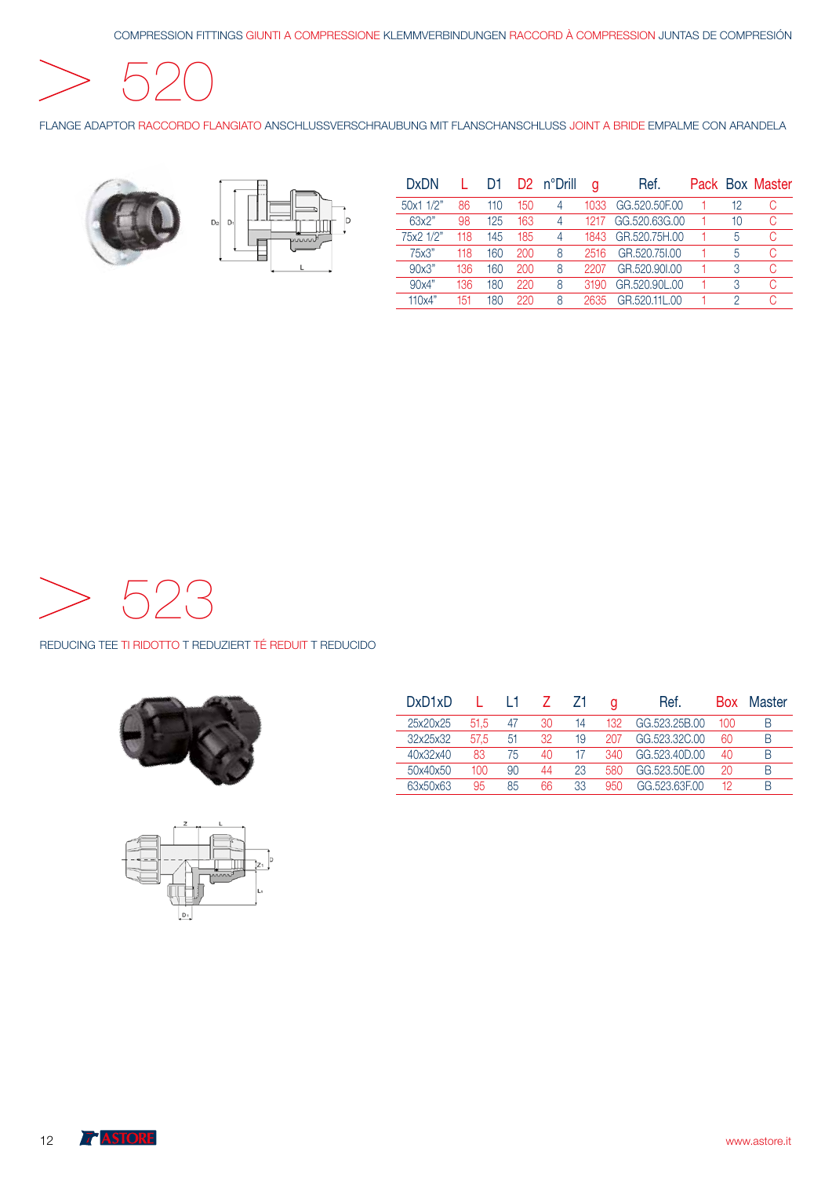COMPRESSION FITTINGS GIUNTI A COMPRESSIONE KLEMMVERBINDUNGEN RACCORD À COMPRESSION JUNTAS DE COMPRESIÓN

# > 520

FLANGE ADAPTOR RACCORDO FLANGIATO ANSCHLUSSVERSCHRAUBUNG MIT FLANSCHANSCHLUSS JOINT A BRIDE EMPALME CON ARANDELA

| DxDN | L | D1 | D2 | n°Drill | g | Ref. | Pack | Box | Master |
|---|---|---|---|---|---|---|---|---|---|
| 50x1 1/2" | 86 | 110 | 150 | 4 | 1033 | GG.520.50F.00 | 1 | 12 | C |
| 63x2" | 98 | 125 | 163 | 4 | 1217 | GG.520.63G.00 | 1 | 10 | C |
| 75x2 1/2" | 118 | 145 | 185 | 4 | 1843 | GR.520.75H.00 | 1 | 5 | C |
| 75x3" | 118 | 160 | 200 | 8 | 2516 | GR.520.75I.00 | 1 | 5 | C |
| 90x3" | 136 | 160 | 200 | 8 | 2207 | GR.520.90I.00 | 1 | 3 | C |
| 90x4" | 136 | 180 | 220 | 8 | 3190 | GR.520.90L.00 | 1 | 3 | C |
| 110x4" | 151 | 180 | 220 | 8 | 2635 | GR.520.11L.00 | 1 | 2 | C |

# > 523

REDUCING TEE TI RIDOTTO T REDUZIERT TÉ REDUIT T REDUCIDO

| DxD1xD | L | L1 | Z | Z1 | g | Ref. | Box | Master |
|---|---|---|---|---|---|---|---|---|
| 25x20x25 | 51,5 | 47 | 30 | 14 | 132 | GG.523.25B.00 | 100 | B |
| 32x25x32 | 57,5 | 51 | 32 | 19 | 207 | GG.523.32C.00 | 60 | B |
| 40x32x40 | 83 | 75 | 40 | 17 | 340 | GG.523.40D.00 | 40 | B |
| 50x40x50 | 100 | 90 | 44 | 23 | 580 | GG.523.50E.00 | 20 | B |
| 63x50x63 | 95 | 85 | 66 | 33 | 950 | GG.523.63F.00 | 12 | B |

ASTORE

www.astore.it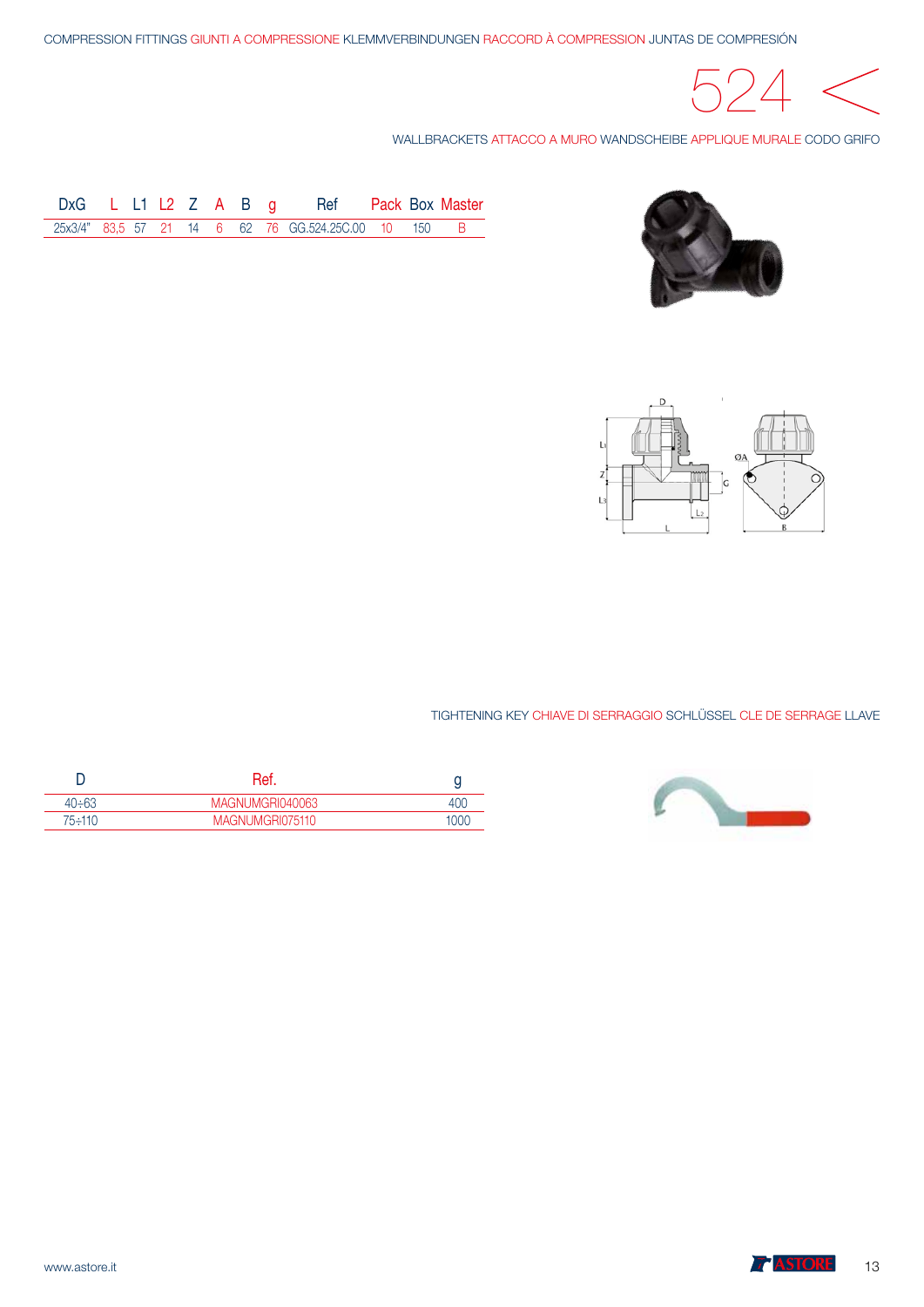COMPRESSION FITTINGS GIUNTI A COMPRESSIONE KLEMMVERBINDUNGEN RACCORD À COMPRESSION JUNTAS DE COMPRESIÓN

# 524

WALLBRACKETS ATTACCO A MURO WANDSCHEIBE APPLIQUE MURALE CODO GRIFO

| DxG | L | L1 | L2 | Z | A | B | g | Ref | Pack | Box | Master |
|---|---|---|---|---|---|---|---|---|---|---|---|
| 25x3/4" | 83,5 | 57 | 21 | 14 | 6 | 62 | 76 | GG.524.25C.00 | 10 | 150 | B |

TIGHTENING KEY CHIAVE DI SERRAGGIO SCHLÜSSEL CLE DE SERRAGE LLAVE

| D | Ref. | g |
|---|---|---|
| 40÷63 | MAGNUMGRI040063 | 400 |
| 75÷110 | MAGNUMGRI075110 | 1000 |

www.astore.it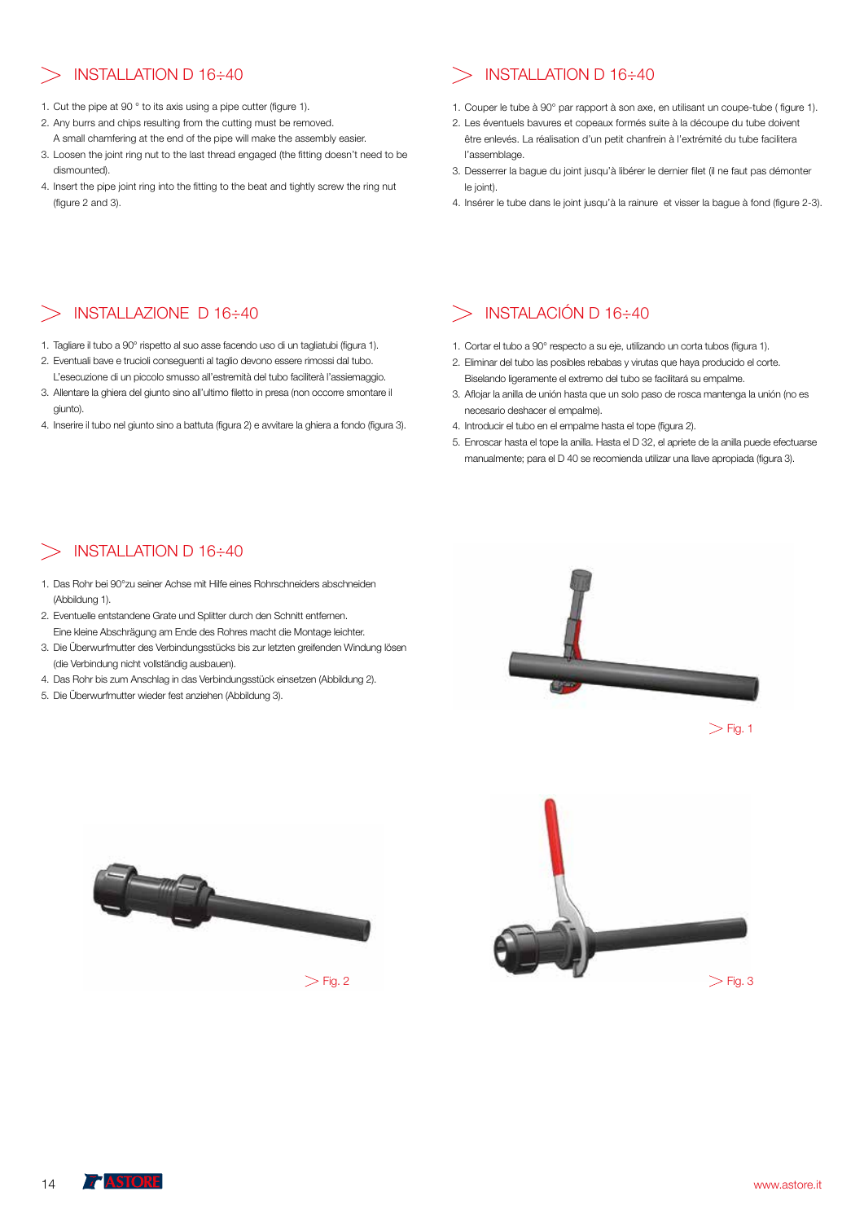## INSTALLATION D 16÷40

1. Cut the pipe at 90 ° to its axis using a pipe cutter (figure 1).
2. Any burrs and chips resulting from the cutting must be removed. A small chamfering at the end of the pipe will make the assembly easier.
3. Loosen the joint ring nut to the last thread engaged (the fitting doesn't need to be dismounted).
4. Insert the pipe joint ring into the fitting to the beat and tightly screw the ring nut (figure 2 and 3).

## INSTALLATION D 16÷40

1. Couper le tube à 90° par rapport à son axe, en utilisant un coupe-tube ( figure 1).
2. Les éventuels bavures et copeaux formés suite à la découpe du tube doivent être enlevés. La réalisation d'un petit chanfrein à l'extrémité du tube facilitera l'assemblage.
3. Desserrer la bague du joint jusqu'à libérer le dernier filet (il ne faut pas démonter le joint).
4. Insérer le tube dans le joint jusqu'à la rainure et visser la bague à fond (figure 2-3).

## INSTALLAZIONE D 16÷40

1. Tagliare il tubo a 90° rispetto al suo asse facendo uso di un tagliatubi (figura 1).
2. Eventuali bave e trucioli conseguenti al taglio devono essere rimossi dal tubo. L'esecuzione di un piccolo smusso all'estremità del tubo faciliterà l'assiemaggio.
3. Allentare la ghiera del giunto sino all'ultimo filetto in presa (non occorre smontare il giunto).
4. Inserire il tubo nel giunto sino a battuta (figura 2) e avvitare la ghiera a fondo (figura 3).

## INSTALACIÓN D 16÷40

1. Cortar el tubo a 90° respecto a su eje, utilizando un corta tubos (figura 1).
2. Eliminar del tubo las posibles rebabas y virutas que haya producido el corte. Biselando ligeramente el extremo del tubo se facilitará su empalme.
3. Aflojar la anilla de unión hasta que un solo paso de rosca mantenga la unión (no es necesario deshacer el empalme).
4. Introducir el tubo en el empalme hasta el tope (figura 2).
5. Enroscar hasta el tope la anilla. Hasta el D 32, el apriete de la anilla puede efectuarse manualmente; para el D 40 se recomienda utilizar una llave apropiada (figura 3).

## INSTALLATION D 16÷40

1. Das Rohr bei 90°zu seiner Achse mit Hilfe eines Rohrschneiders abschneiden (Abbildung 1).
2. Eventuelle entstandene Grate und Splitter durch den Schnitt entfernen. Eine kleine Abschrägung am Ende des Rohres macht die Montage leichter.
3. Die Überwurfmutter des Verbindungsstücks bis zur letzten greifenden Windung lösen (die Verbindung nicht vollständig ausbauen).
4. Das Rohr bis zum Anschlag in das Verbindungsstück einsetzen (Abbildung 2).
5. Die Überwurfmutter wieder fest anziehen (Abbildung 3).

Fig. 1

Fig. 2

Fig. 3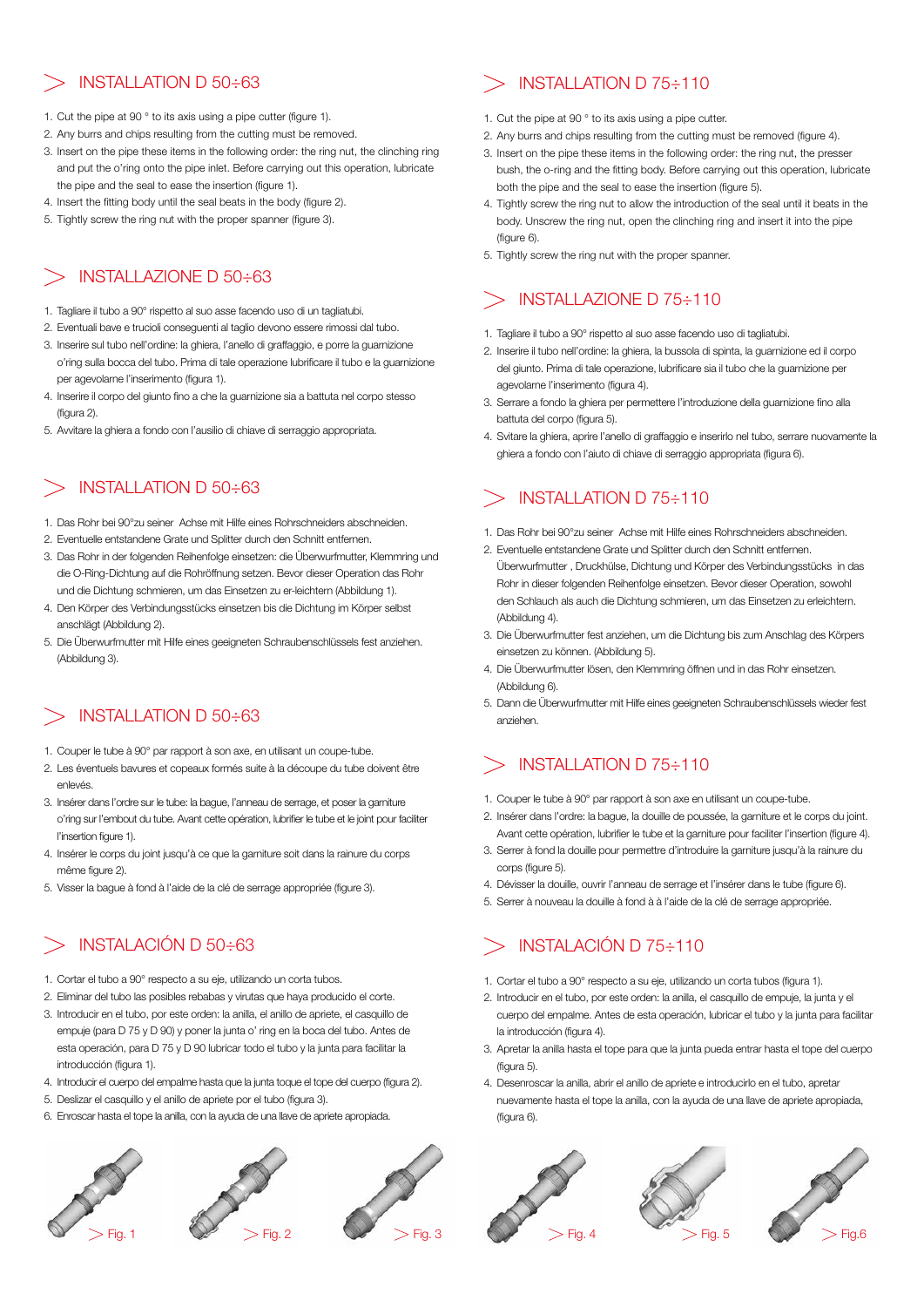## INSTALLATION D 50÷63

1. Cut the pipe at 90 ° to its axis using a pipe cutter (figure 1).
2. Any burrs and chips resulting from the cutting must be removed.
3. Insert on the pipe these items in the following order: the ring nut, the clinching ring and put the o'ring onto the pipe inlet. Before carrying out this operation, lubricate the pipe and the seal to ease the insertion (figure 1).
4. Insert the fitting body until the seal beats in the body (figure 2).
5. Tightly screw the ring nut with the proper spanner (figure 3).

## INSTALLAZIONE D 50÷63

1. Tagliare il tubo a 90° rispetto al suo asse facendo uso di un tagliatubi.
2. Eventuali bave e trucioli conseguenti al taglio devono essere rimossi dal tubo.
3. Inserire sul tubo nell'ordine: la ghiera, l'anello di graffaggio, e porre la guarnizione o'ring sulla bocca del tubo. Prima di tale operazione lubrificare il tubo e la guarnizione per agevolarne l'inserimento (figura 1).
4. Inserire il corpo del giunto fino a che la guarnizione sia a battuta nel corpo stesso (figura 2).
5. Avvitare la ghiera a fondo con l'ausilio di chiave di serraggio appropriata.

## INSTALLATION D 50÷63

1. Das Rohr bei 90°zu seiner Achse mit Hilfe eines Rohrschneiders abschneiden.
2. Eventuelle entstandene Grate und Splitter durch den Schnitt entfernen.
3. Das Rohr in der folgenden Reihenfolge einsetzen: die Überwurfmutter, Klemmring und die O-Ring-Dichtung auf die Rohröffnung setzen. Bevor dieser Operation das Rohr und die Dichtung schmieren, um das Einsetzen zu er-leichtern (Abbildung 1).
4. Den Körper des Verbindungsstücks einsetzen bis die Dichtung im Körper selbst anschlägt (Abbildung 2).
5. Die Überwurfmutter mit Hilfe eines geeigneten Schraubenschlüssels fest anziehen. (Abbildung 3).

## INSTALLATION D 50÷63

1. Couper le tube à 90° par rapport à son axe, en utilisant un coupe-tube.
2. Les éventuels bavures et copeaux formés suite à la découpe du tube doivent être enlevés.
3. Insérer dans l'ordre sur le tube: la bague, l'anneau de serrage, et poser la garniture o'ring sur l'embout du tube. Avant cette opération, lubrifier le tube et le joint pour faciliter l'insertion figure 1).
4. Insérer le corps du joint jusqu'à ce que la garniture soit dans la rainure du corps même figure 2).
5. Visser la bague à fond à l'aide de la clé de serrage appropriée (figure 3).

## INSTALACIÓN D 50÷63

1. Cortar el tubo a 90° respecto a su eje, utilizando un corta tubos.
2. Eliminar del tubo las posibles rebabas y virutas que haya producido el corte.
3. Introducir en el tubo, por este orden: la anilla, el anillo de apriete, el casquillo de empuje (para D 75 y D 90) y poner la junta o' ring en la boca del tubo. Antes de esta operación, para D 75 y D 90 lubricar todo el tubo y la junta para facilitar la introducción (figura 1).
4. Introducir el cuerpo del empalme hasta que la junta toque el tope del cuerpo (figura 2).
5. Deslizar el casquillo y el anillo de apriete por el tubo (figura 3).
6. Enroscar hasta el tope la anilla, con la ayuda de una llave de apriete apropiada.

## INSTALLATION D 75÷110

1. Cut the pipe at 90 ° to its axis using a pipe cutter.
2. Any burrs and chips resulting from the cutting must be removed (figure 4).
3. Insert on the pipe these items in the following order: the ring nut, the presser bush, the o-ring and the fitting body. Before carrying out this operation, lubricate both the pipe and the seal to ease the insertion (figure 5).
4. Tightly screw the ring nut to allow the introduction of the seal until it beats in the body. Unscrew the ring nut, open the clinching ring and insert it into the pipe (figure 6).
5. Tightly screw the ring nut with the proper spanner.

## INSTALLAZIONE D 75÷110

1. Tagliare il tubo a 90° rispetto al suo asse facendo uso di tagliatubi.
2. Inserire il tubo nell'ordine: la ghiera, la bussola di spinta, la guarnizione ed il corpo del giunto. Prima di tale operazione, lubrificare sia il tubo che la guarnizione per agevolarne l'inserimento (figura 4).
3. Serrare a fondo la ghiera per permettere l'introduzione della guarnizione fino alla battuta del corpo (figura 5).
4. Svitare la ghiera, aprire l'anello di graffaggio e inserirlo nel tubo, serrare nuovamente la ghiera a fondo con l'aiuto di chiave di serraggio appropriata (figura 6).

## INSTALLATION D 75÷110

1. Das Rohr bei 90°zu seiner Achse mit Hilfe eines Rohrschneiders abschneiden.
2. Eventuelle entstandene Grate und Splitter durch den Schnitt entfernen. Überwurfmutter , Druckhülse, Dichtung und Körper des Verbindungsstücks in das Rohr in dieser folgenden Reihenfolge einsetzen. Bevor dieser Operation, sowohl den Schlauch als auch die Dichtung schmieren, um das Einsetzen zu erleichtern. (Abbildung 4).
3. Die Überwurfmutter fest anziehen, um die Dichtung bis zum Anschlag des Körpers einsetzen zu können. (Abbildung 5).
4. Die Überwurfmutter lösen, den Klemmring öffnen und in das Rohr einsetzen. (Abbildung 6).
5. Dann die Überwurfmutter mit Hilfe eines geeigneten Schraubenschlüssels wieder fest anziehen.

## INSTALLATION D 75÷110

1. Couper le tube à 90° par rapport à son axe en utilisant un coupe-tube.
2. Insérer dans l'ordre: la bague, la douille de poussée, la garniture et le corps du joint. Avant cette opération, lubrifier le tube et la garniture pour faciliter l'insertion (figure 4).
3. Serrer à fond la douille pour permettre d'introduire la garniture jusqu'à la rainure du corps (figure 5).
4. Dévisser la douille, ouvrir l'anneau de serrage et l'insérer dans le tube (figure 6).
5. Serrer à nouveau la douille à fond à à l'aide de la clé de serrage appropriée.

## INSTALACIÓN D 75÷110

1. Cortar el tubo a 90° respecto a su eje, utilizando un corta tubos (figura 1).
2. Introducir en el tubo, por este orden: la anilla, el casquillo de empuje, la junta y el cuerpo del empalme. Antes de esta operación, lubricar el tubo y la junta para facilitar la introducción (figura 4).
3. Apretar la anilla hasta el tope para que la junta pueda entrar hasta el tope del cuerpo (figura 5).
4. Desenroscar la anilla, abrir el anillo de apriete e introducirlo en el tubo, apretar nuevamente hasta el tope la anilla, con la ayuda de una llave de apriete apropiada, (figura 6).

Fig. 1 | Fig. 2 | Fig. 3 | Fig. 4 | Fig. 5 | Fig.6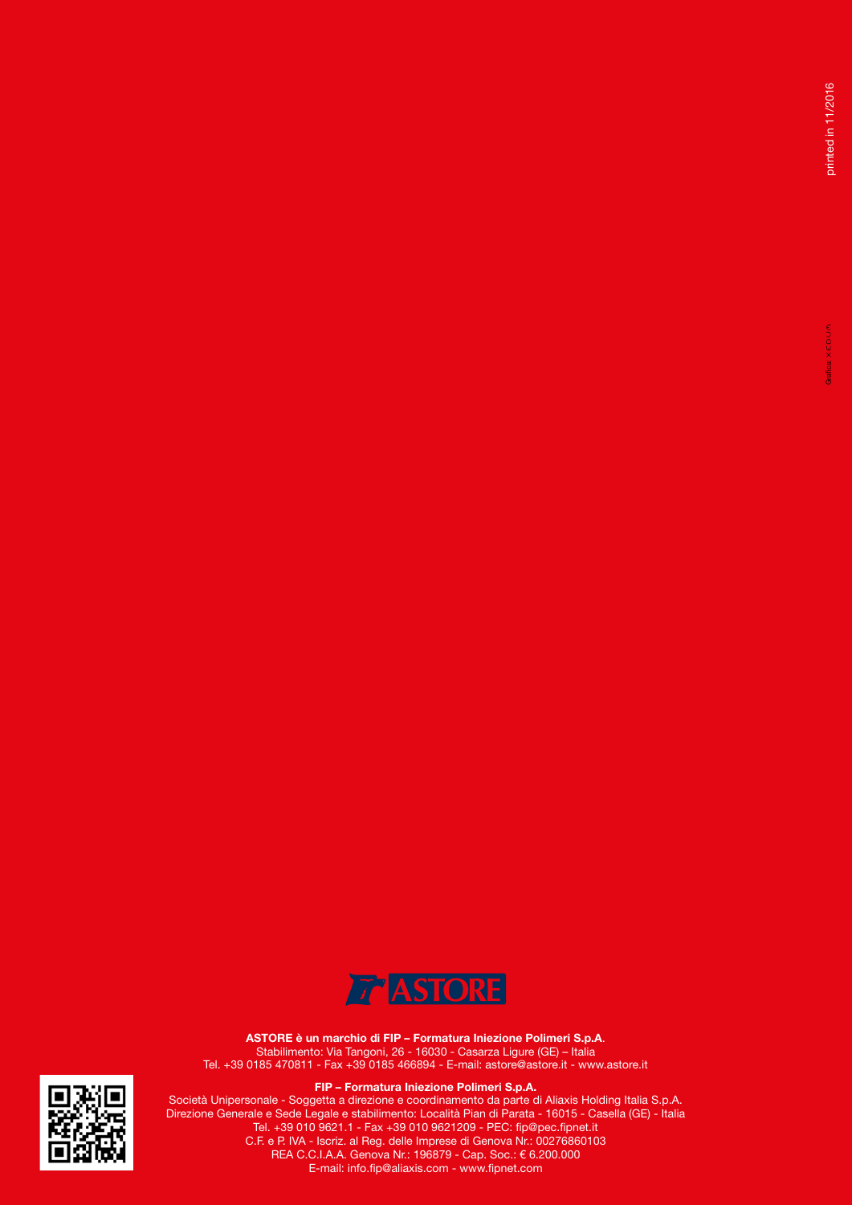printed in 11/2016

Grafica: x c o u n

ASTORE

**ASTORE è un marchio di FIP – Formatura Iniezione Polimeri S.p.A.**
Stabilimento: Via Tangoni, 26 - 16030 - Casarza Ligure (GE) – Italia
Tel. +39 0185 470811 - Fax +39 0185 466894 - E-mail: astore@astore.it - www.astore.it

**FIP – Formatura Iniezione Polimeri S.p.A.**
Società Unipersonale - Soggetta a direzione e coordinamento da parte di Aliaxis Holding Italia S.p.A.
Direzione Generale e Sede Legale e stabilimento: Località Pian di Parata - 16015 - Casella (GE) - Italia
Tel. +39 010 9621.1 - Fax +39 010 9621209 - PEC: fip@pec.fipnet.it
C.F. e P. IVA - Iscriz. al Reg. delle Imprese di Genova Nr.: 00276860103
REA C.C.I.A.A. Genova Nr.: 196879 - Cap. Soc.: € 6.200.000
E-mail: info.fip@aliaxis.com - www.fipnet.com